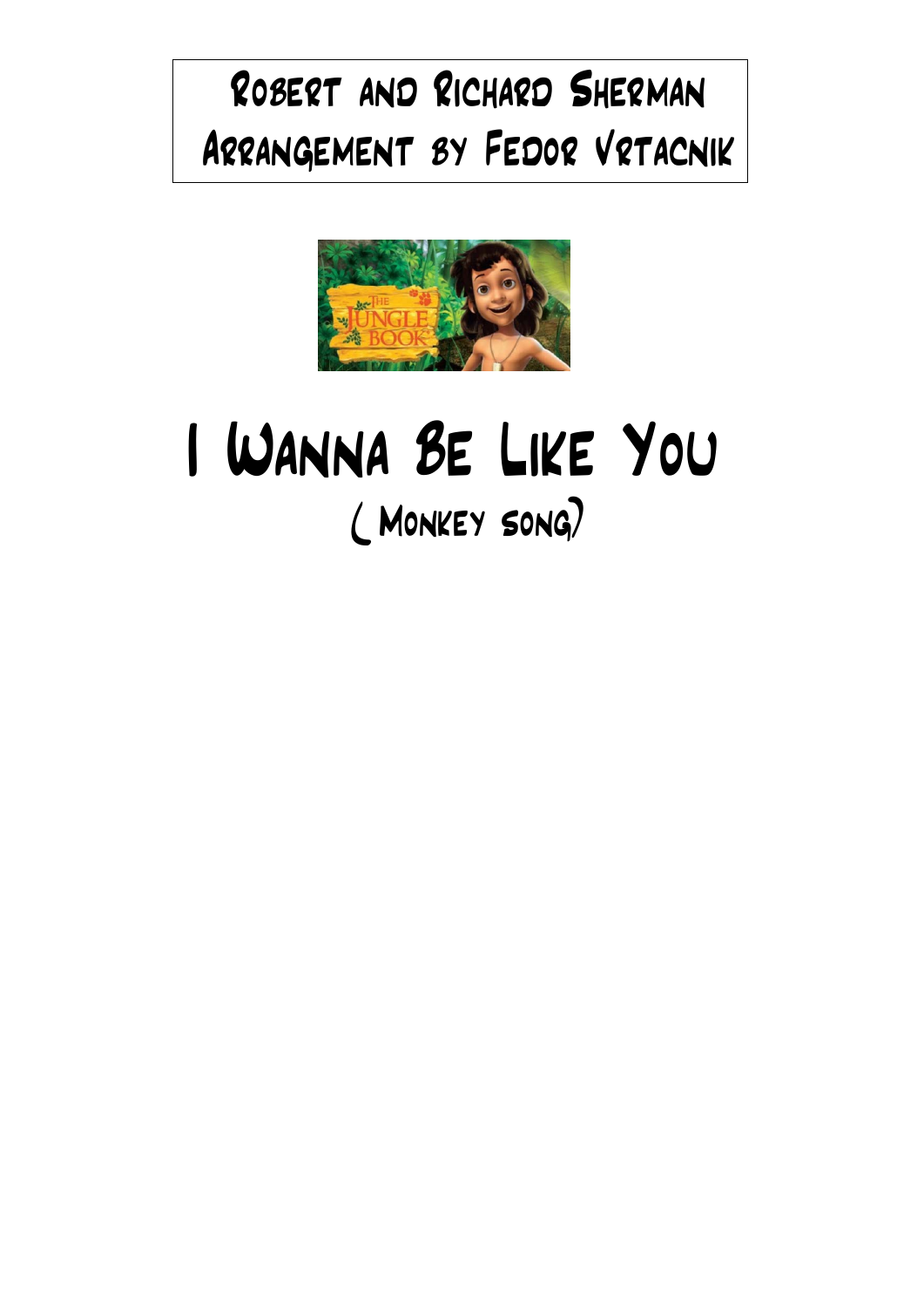Robert and Richard Sherman
Arrangement by Fedor Vrtacnik

# I Wanna Be Like You

## (Monkey song)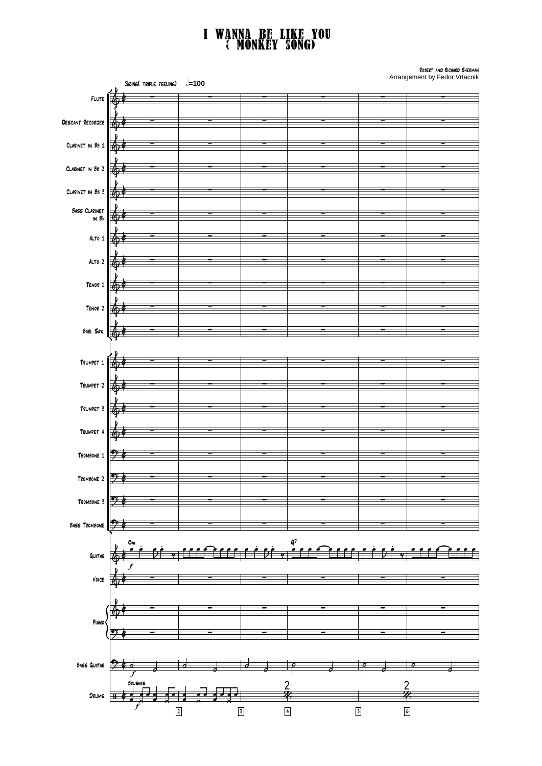# I WANNA BE LIKE YOU
# ( MONKEY SONG)

Robert and Richard Sherman
Arrangement by Fedor Vrtacnik

Swing( triple feeling) 𝅗𝅥=100

Flute
Descant Recorder
Clarinet in Bb 1
Clarinet in Bb 2
Clarinet in Bb 3
Bass Clarinet in B♭
Alto 1
Alto 2
Tenor 1
Tenor 2
Bari. Sax.
Trumpet 1
Trumpet 2
Trumpet 3
Trumpet 4
Trombone 1
Trombone 2
Trombone 3
Bass Trombone
Guitar
Voice
Piano
Bass Guitar
Drums

Cm G7

Brushes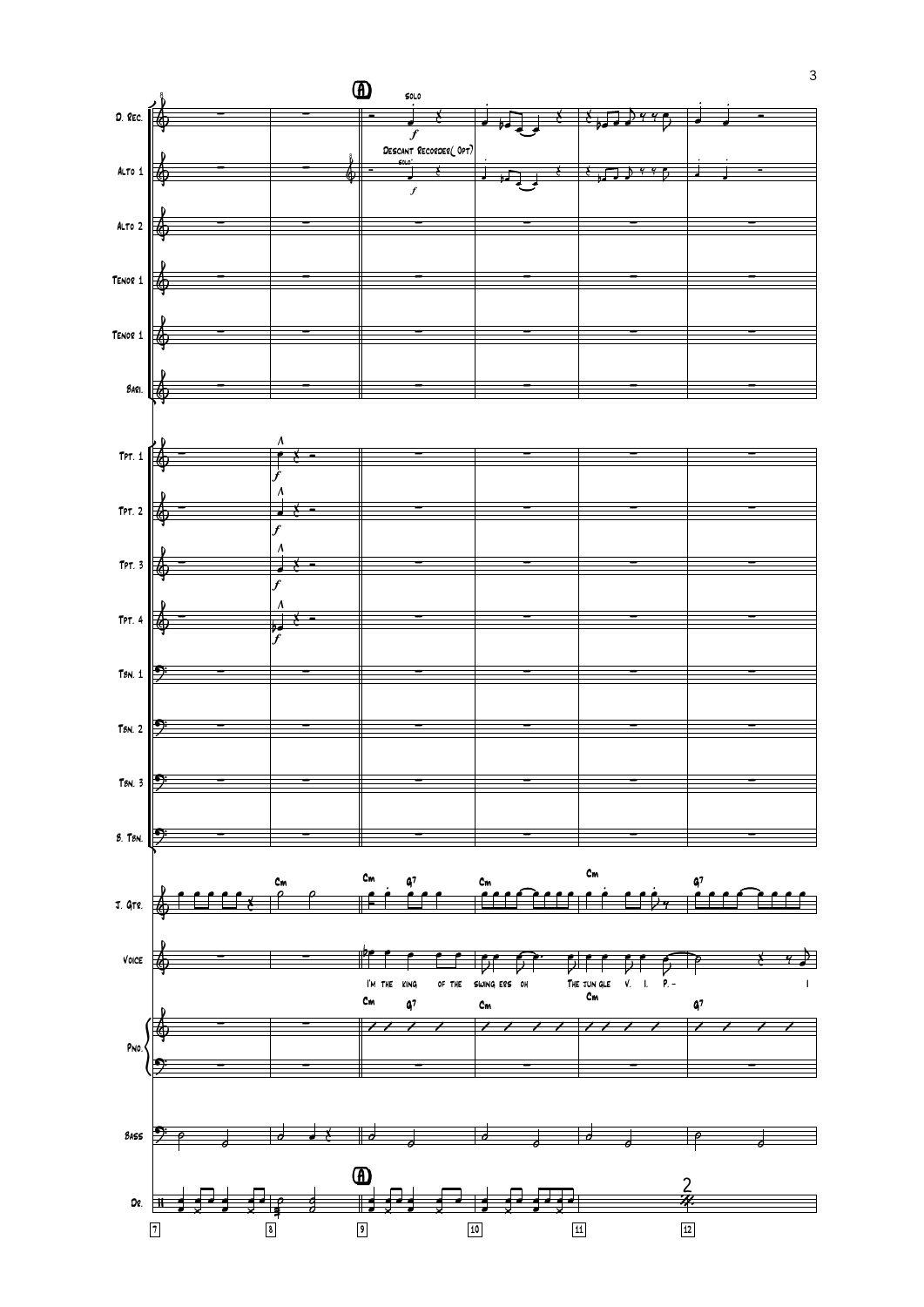A

SOLO

DESCANT RECORDER( OPT)

SOLO

D. REC.

ALTO 1

ALTO 2

TENOR 1

TENOR 1

BARI.

TPT. 1

TPT. 2

TPT. 3

TPT. 4

TBN. 1

TBN. 2

TBN. 3

B. TBN.

J. GTR.

VOICE

PNO.

BASS

DR.

Cm Cm G7 Cm Cm G7

I'M THE KING OF THE SWING ERS OH THE JUN GLE V. I. P. – I

Cm G7 Cm Cm G7

A

2

7 8 9 10 11 12